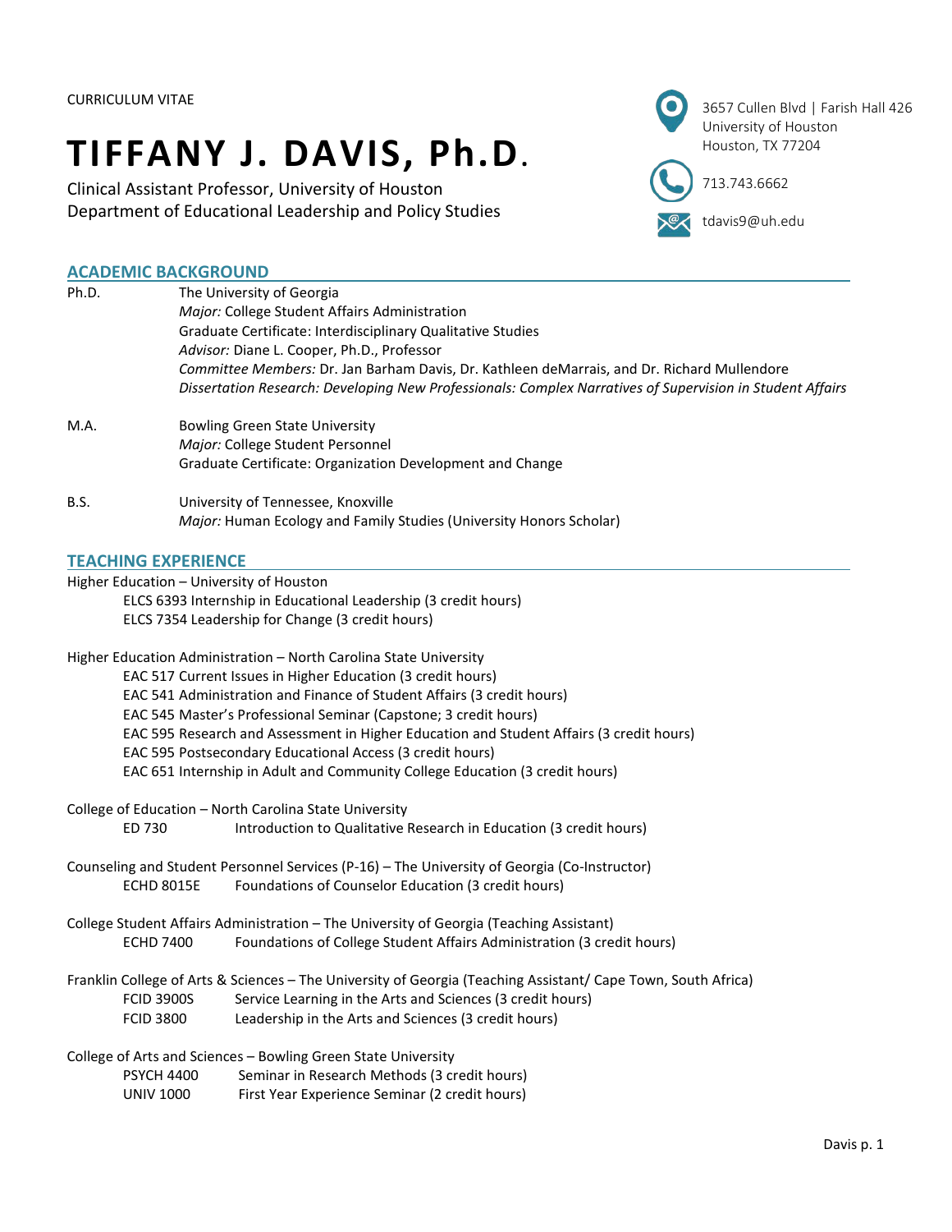CURRICULUM VITAE

# TIFFANY J. DAVIS, Ph.D.

Clinical Assistant Professor, University of Houston
Department of Educational Leadership and Policy Studies

3657 Cullen Blvd | Farish Hall 426
University of Houston
Houston, TX 77204

713.743.6662

tdavis9@uh.edu

## ACADEMIC BACKGROUND

**Ph.D.** The University of Georgia
*Major:* College Student Affairs Administration
Graduate Certificate: Interdisciplinary Qualitative Studies
*Advisor:* Diane L. Cooper, Ph.D., Professor
*Committee Members:* Dr. Jan Barham Davis, Dr. Kathleen deMarrais, and Dr. Richard Mullendore
*Dissertation Research: Developing New Professionals: Complex Narratives of Supervision in Student Affairs*

**M.A.** Bowling Green State University
*Major:* College Student Personnel
Graduate Certificate: Organization Development and Change

**B.S.** University of Tennessee, Knoxville
*Major:* Human Ecology and Family Studies (University Honors Scholar)

## TEACHING EXPERIENCE

Higher Education – University of Houston
- ELCS 6393 Internship in Educational Leadership (3 credit hours)
- ELCS 7354 Leadership for Change (3 credit hours)

Higher Education Administration – North Carolina State University
- EAC 517 Current Issues in Higher Education (3 credit hours)
- EAC 541 Administration and Finance of Student Affairs (3 credit hours)
- EAC 545 Master's Professional Seminar (Capstone; 3 credit hours)
- EAC 595 Research and Assessment in Higher Education and Student Affairs (3 credit hours)
- EAC 595 Postsecondary Educational Access (3 credit hours)
- EAC 651 Internship in Adult and Community College Education (3 credit hours)

College of Education – North Carolina State University
- ED 730 Introduction to Qualitative Research in Education (3 credit hours)

Counseling and Student Personnel Services (P-16) – The University of Georgia (Co-Instructor)
- ECHD 8015E Foundations of Counselor Education (3 credit hours)

College Student Affairs Administration – The University of Georgia (Teaching Assistant)
- ECHD 7400 Foundations of College Student Affairs Administration (3 credit hours)

Franklin College of Arts & Sciences – The University of Georgia (Teaching Assistant/ Cape Town, South Africa)
- FCID 3900S Service Learning in the Arts and Sciences (3 credit hours)
- FCID 3800 Leadership in the Arts and Sciences (3 credit hours)

College of Arts and Sciences – Bowling Green State University
- PSYCH 4400 Seminar in Research Methods (3 credit hours)
- UNIV 1000 First Year Experience Seminar (2 credit hours)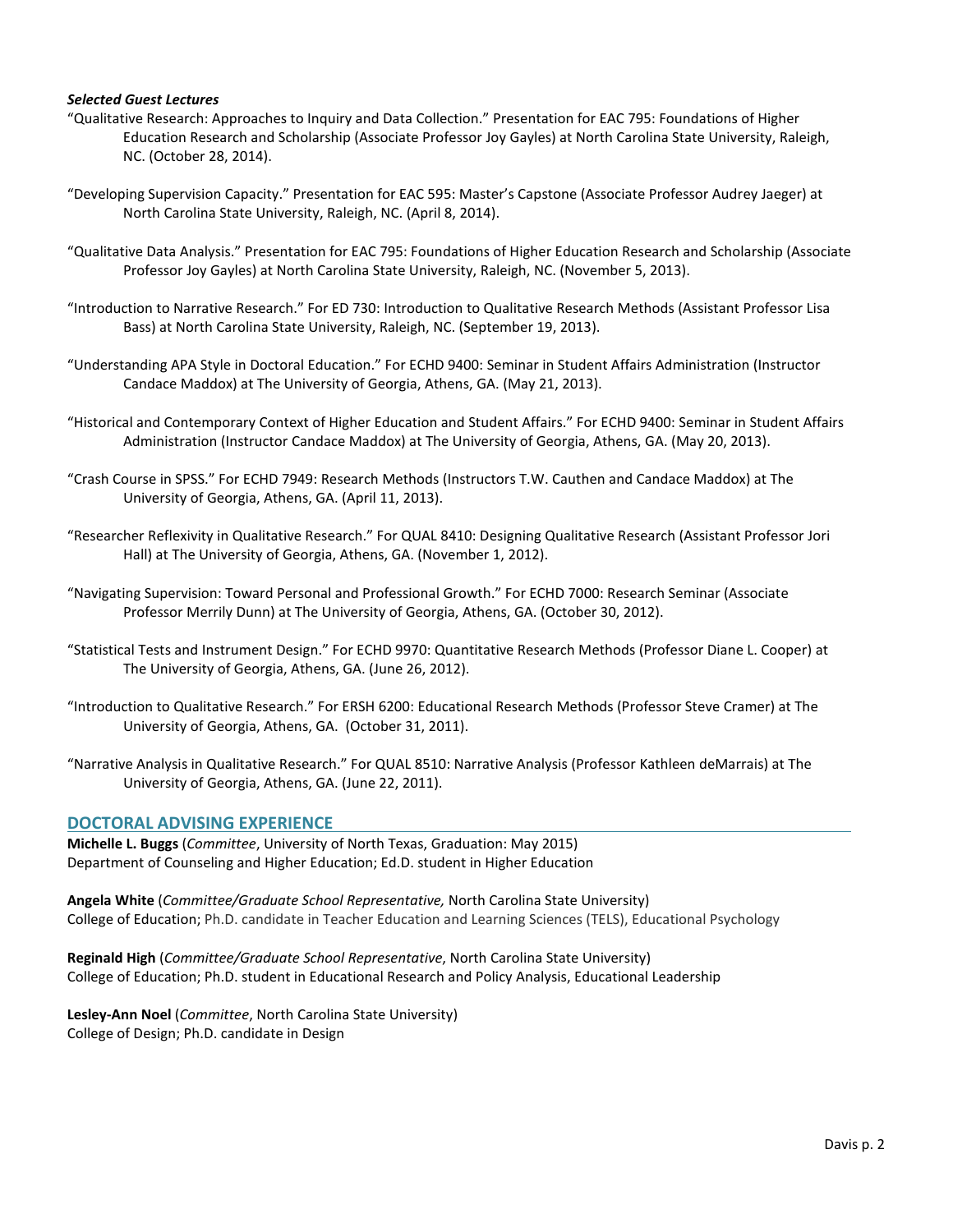***Selected Guest Lectures***

"Qualitative Research: Approaches to Inquiry and Data Collection." Presentation for EAC 795: Foundations of Higher Education Research and Scholarship (Associate Professor Joy Gayles) at North Carolina State University, Raleigh, NC. (October 28, 2014).

"Developing Supervision Capacity." Presentation for EAC 595: Master's Capstone (Associate Professor Audrey Jaeger) at North Carolina State University, Raleigh, NC. (April 8, 2014).

"Qualitative Data Analysis." Presentation for EAC 795: Foundations of Higher Education Research and Scholarship (Associate Professor Joy Gayles) at North Carolina State University, Raleigh, NC. (November 5, 2013).

"Introduction to Narrative Research." For ED 730: Introduction to Qualitative Research Methods (Assistant Professor Lisa Bass) at North Carolina State University, Raleigh, NC. (September 19, 2013).

"Understanding APA Style in Doctoral Education." For ECHD 9400: Seminar in Student Affairs Administration (Instructor Candace Maddox) at The University of Georgia, Athens, GA. (May 21, 2013).

"Historical and Contemporary Context of Higher Education and Student Affairs." For ECHD 9400: Seminar in Student Affairs Administration (Instructor Candace Maddox) at The University of Georgia, Athens, GA. (May 20, 2013).

"Crash Course in SPSS." For ECHD 7949: Research Methods (Instructors T.W. Cauthen and Candace Maddox) at The University of Georgia, Athens, GA. (April 11, 2013).

"Researcher Reflexivity in Qualitative Research." For QUAL 8410: Designing Qualitative Research (Assistant Professor Jori Hall) at The University of Georgia, Athens, GA. (November 1, 2012).

"Navigating Supervision: Toward Personal and Professional Growth." For ECHD 7000: Research Seminar (Associate Professor Merrily Dunn) at The University of Georgia, Athens, GA. (October 30, 2012).

"Statistical Tests and Instrument Design." For ECHD 9970: Quantitative Research Methods (Professor Diane L. Cooper) at The University of Georgia, Athens, GA. (June 26, 2012).

"Introduction to Qualitative Research." For ERSH 6200: Educational Research Methods (Professor Steve Cramer) at The University of Georgia, Athens, GA. (October 31, 2011).

"Narrative Analysis in Qualitative Research." For QUAL 8510: Narrative Analysis (Professor Kathleen deMarrais) at The University of Georgia, Athens, GA. (June 22, 2011).

## DOCTORAL ADVISING EXPERIENCE

**Michelle L. Buggs** (*Committee*, University of North Texas, Graduation: May 2015)
Department of Counseling and Higher Education; Ed.D. student in Higher Education

**Angela White** (*Committee/Graduate School Representative,* North Carolina State University)
College of Education; Ph.D. candidate in Teacher Education and Learning Sciences (TELS), Educational Psychology

**Reginald High** (*Committee/Graduate School Representative*, North Carolina State University)
College of Education; Ph.D. student in Educational Research and Policy Analysis, Educational Leadership

**Lesley-Ann Noel** (*Committee*, North Carolina State University)
College of Design; Ph.D. candidate in Design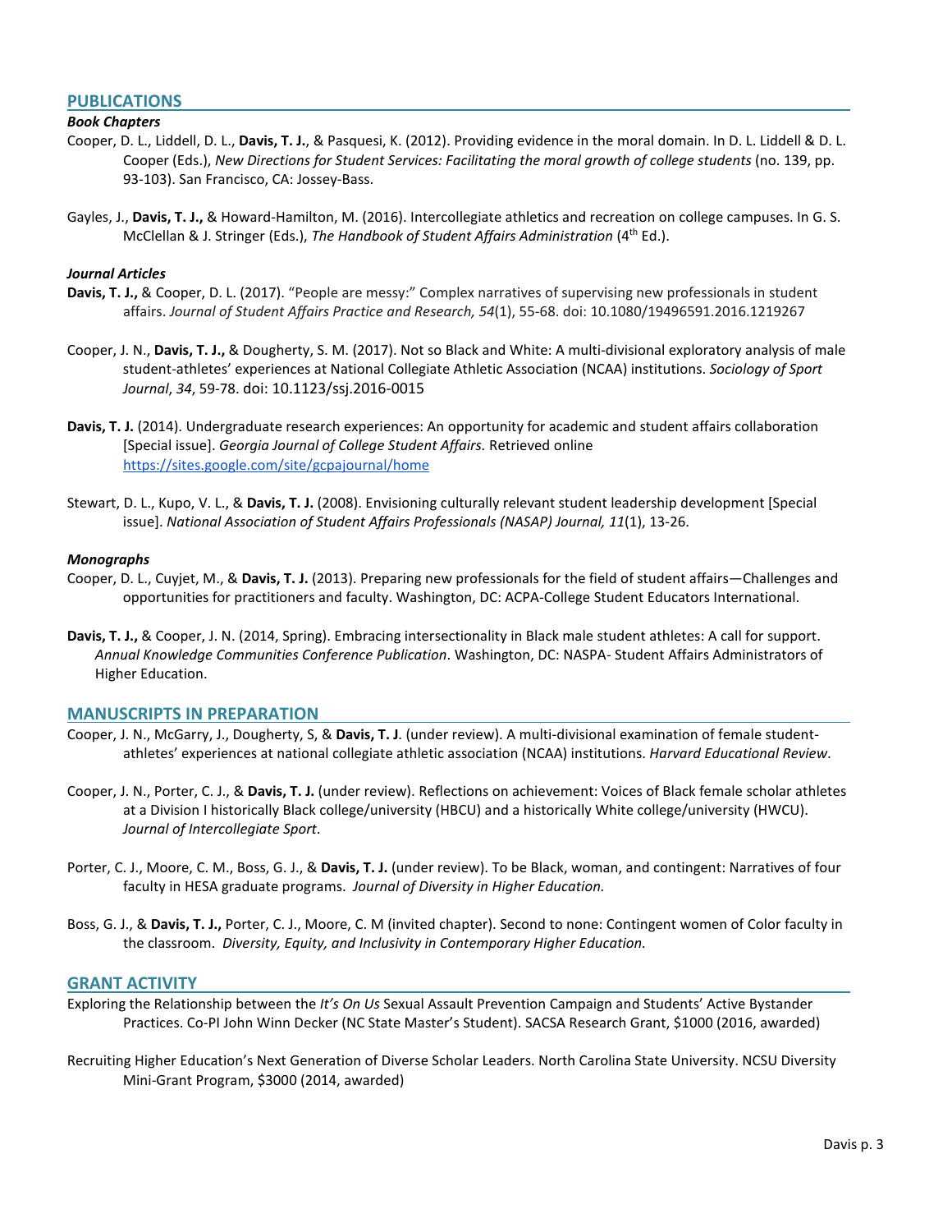## PUBLICATIONS

### *Book Chapters*

Cooper, D. L., Liddell, D. L., **Davis, T. J.**, & Pasquesi, K. (2012). Providing evidence in the moral domain. In D. L. Liddell & D. L. Cooper (Eds.), *New Directions for Student Services: Facilitating the moral growth of college students* (no. 139, pp. 93-103). San Francisco, CA: Jossey-Bass.

Gayles, J., **Davis, T. J.,** & Howard-Hamilton, M. (2016). Intercollegiate athletics and recreation on college campuses. In G. S. McClellan & J. Stringer (Eds.), *The Handbook of Student Affairs Administration* (4th Ed.).

### *Journal Articles*

**Davis, T. J.,** & Cooper, D. L. (2017). "People are messy:" Complex narratives of supervising new professionals in student affairs. *Journal of Student Affairs Practice and Research, 54*(1), 55-68. doi: 10.1080/19496591.2016.1219267

Cooper, J. N., **Davis, T. J.,** & Dougherty, S. M. (2017). Not so Black and White: A multi-divisional exploratory analysis of male student-athletes' experiences at National Collegiate Athletic Association (NCAA) institutions. *Sociology of Sport Journal*, *34*, 59-78. doi: 10.1123/ssj.2016-0015

**Davis, T. J.** (2014). Undergraduate research experiences: An opportunity for academic and student affairs collaboration [Special issue]. *Georgia Journal of College Student Affairs.* Retrieved online https://sites.google.com/site/gcpajournal/home

Stewart, D. L., Kupo, V. L., & **Davis, T. J.** (2008). Envisioning culturally relevant student leadership development [Special issue]. *National Association of Student Affairs Professionals (NASAP) Journal, 11*(1), 13-26.

### *Monographs*

Cooper, D. L., Cuyjet, M., & **Davis, T. J.** (2013). Preparing new professionals for the field of student affairs—Challenges and opportunities for practitioners and faculty. Washington, DC: ACPA-College Student Educators International.

**Davis, T. J.,** & Cooper, J. N. (2014, Spring). Embracing intersectionality in Black male student athletes: A call for support. *Annual Knowledge Communities Conference Publication*. Washington, DC: NASPA- Student Affairs Administrators of Higher Education.

## MANUSCRIPTS IN PREPARATION

Cooper, J. N., McGarry, J., Dougherty, S, & **Davis, T. J**. (under review). A multi-divisional examination of female student-athletes' experiences at national collegiate athletic association (NCAA) institutions. *Harvard Educational Review*.

Cooper, J. N., Porter, C. J., & **Davis, T. J.** (under review). Reflections on achievement: Voices of Black female scholar athletes at a Division I historically Black college/university (HBCU) and a historically White college/university (HWCU). *Journal of Intercollegiate Sport*.

Porter, C. J., Moore, C. M., Boss, G. J., & **Davis, T. J.** (under review). To be Black, woman, and contingent: Narratives of four faculty in HESA graduate programs. *Journal of Diversity in Higher Education.*

Boss, G. J., & **Davis, T. J.,** Porter, C. J., Moore, C. M (invited chapter). Second to none: Contingent women of Color faculty in the classroom. *Diversity, Equity, and Inclusivity in Contemporary Higher Education.*

## GRANT ACTIVITY

Exploring the Relationship between the *It's On Us* Sexual Assault Prevention Campaign and Students' Active Bystander Practices. Co-PI John Winn Decker (NC State Master's Student). SACSA Research Grant, $1000 (2016, awarded)

Recruiting Higher Education's Next Generation of Diverse Scholar Leaders. North Carolina State University. NCSU Diversity Mini-Grant Program, $3000 (2014, awarded)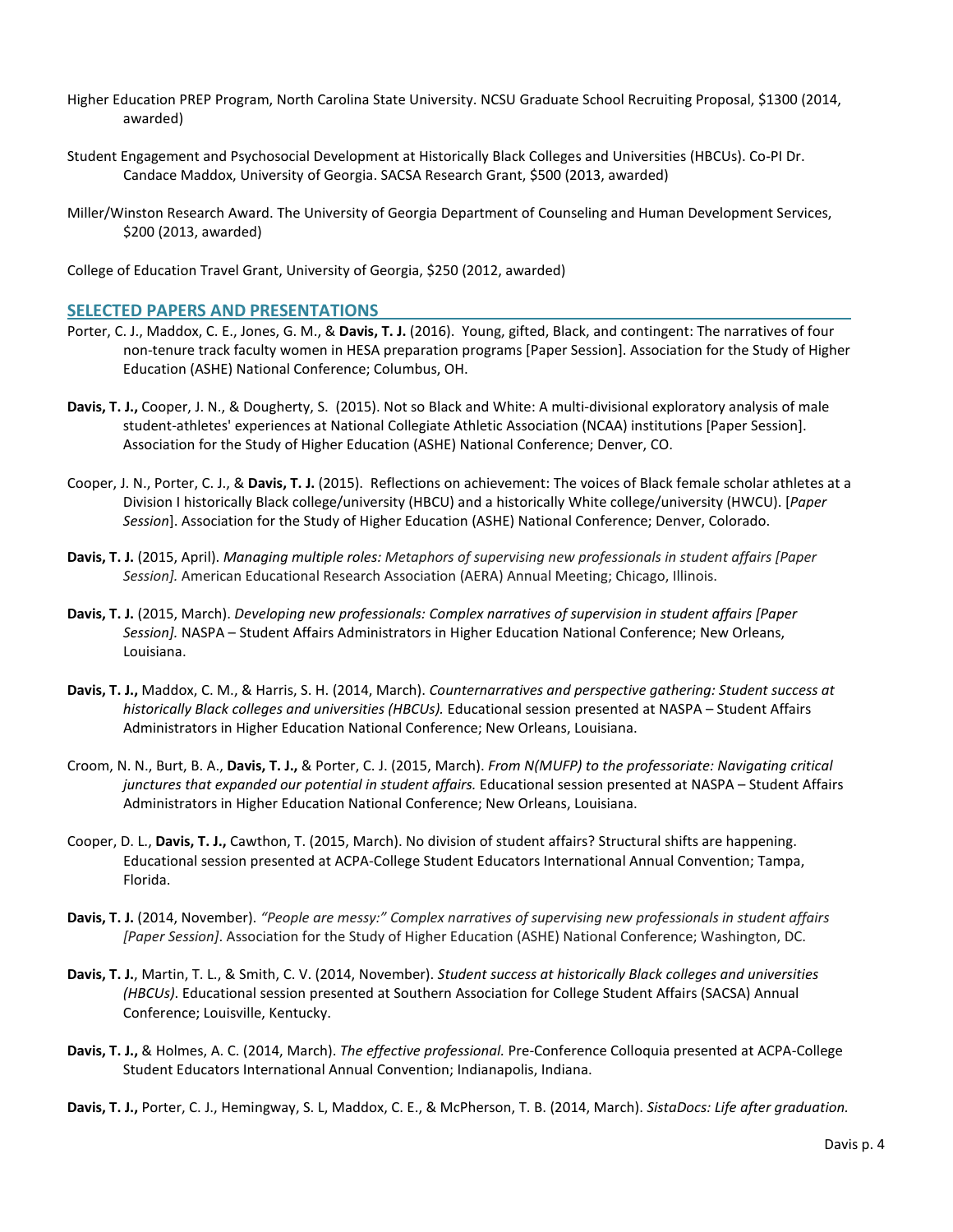Higher Education PREP Program, North Carolina State University. NCSU Graduate School Recruiting Proposal, $1300 (2014, awarded)

Student Engagement and Psychosocial Development at Historically Black Colleges and Universities (HBCUs). Co-PI Dr. Candace Maddox, University of Georgia. SACSA Research Grant, $500 (2013, awarded)

Miller/Winston Research Award. The University of Georgia Department of Counseling and Human Development Services, $200 (2013, awarded)

College of Education Travel Grant, University of Georgia, $250 (2012, awarded)

## SELECTED PAPERS AND PRESENTATIONS

Porter, C. J., Maddox, C. E., Jones, G. M., & **Davis, T. J.** (2016). Young, gifted, Black, and contingent: The narratives of four non-tenure track faculty women in HESA preparation programs [Paper Session]. Association for the Study of Higher Education (ASHE) National Conference; Columbus, OH.

**Davis, T. J.,** Cooper, J. N., & Dougherty, S. (2015). Not so Black and White: A multi-divisional exploratory analysis of male student-athletes' experiences at National Collegiate Athletic Association (NCAA) institutions [Paper Session]. Association for the Study of Higher Education (ASHE) National Conference; Denver, CO.

Cooper, J. N., Porter, C. J., & **Davis, T. J.** (2015). Reflections on achievement: The voices of Black female scholar athletes at a Division I historically Black college/university (HBCU) and a historically White college/university (HWCU). [*Paper Session*]. Association for the Study of Higher Education (ASHE) National Conference; Denver, Colorado.

**Davis, T. J.** (2015, April). *Managing multiple roles: Metaphors of supervising new professionals in student affairs [Paper Session].* American Educational Research Association (AERA) Annual Meeting; Chicago, Illinois.

**Davis, T. J.** (2015, March). *Developing new professionals: Complex narratives of supervision in student affairs [Paper Session].* NASPA – Student Affairs Administrators in Higher Education National Conference; New Orleans, Louisiana.

**Davis, T. J.,** Maddox, C. M., & Harris, S. H. (2014, March). *Counternarratives and perspective gathering: Student success at historically Black colleges and universities (HBCUs).* Educational session presented at NASPA – Student Affairs Administrators in Higher Education National Conference; New Orleans, Louisiana.

Croom, N. N., Burt, B. A., **Davis, T. J.,** & Porter, C. J. (2015, March). *From N(MUFP) to the professoriate: Navigating critical junctures that expanded our potential in student affairs.* Educational session presented at NASPA – Student Affairs Administrators in Higher Education National Conference; New Orleans, Louisiana.

Cooper, D. L., **Davis, T. J.,** Cawthon, T. (2015, March). No division of student affairs? Structural shifts are happening. Educational session presented at ACPA-College Student Educators International Annual Convention; Tampa, Florida.

**Davis, T. J.** (2014, November). *"People are messy:" Complex narratives of supervising new professionals in student affairs [Paper Session]*. Association for the Study of Higher Education (ASHE) National Conference; Washington, DC.

**Davis, T. J.**, Martin, T. L., & Smith, C. V. (2014, November). *Student success at historically Black colleges and universities (HBCUs).* Educational session presented at Southern Association for College Student Affairs (SACSA) Annual Conference; Louisville, Kentucky.

**Davis, T. J.,** & Holmes, A. C. (2014, March). *The effective professional.* Pre-Conference Colloquia presented at ACPA-College Student Educators International Annual Convention; Indianapolis, Indiana.

**Davis, T. J.,** Porter, C. J., Hemingway, S. L, Maddox, C. E., & McPherson, T. B. (2014, March). *SistaDocs: Life after graduation.*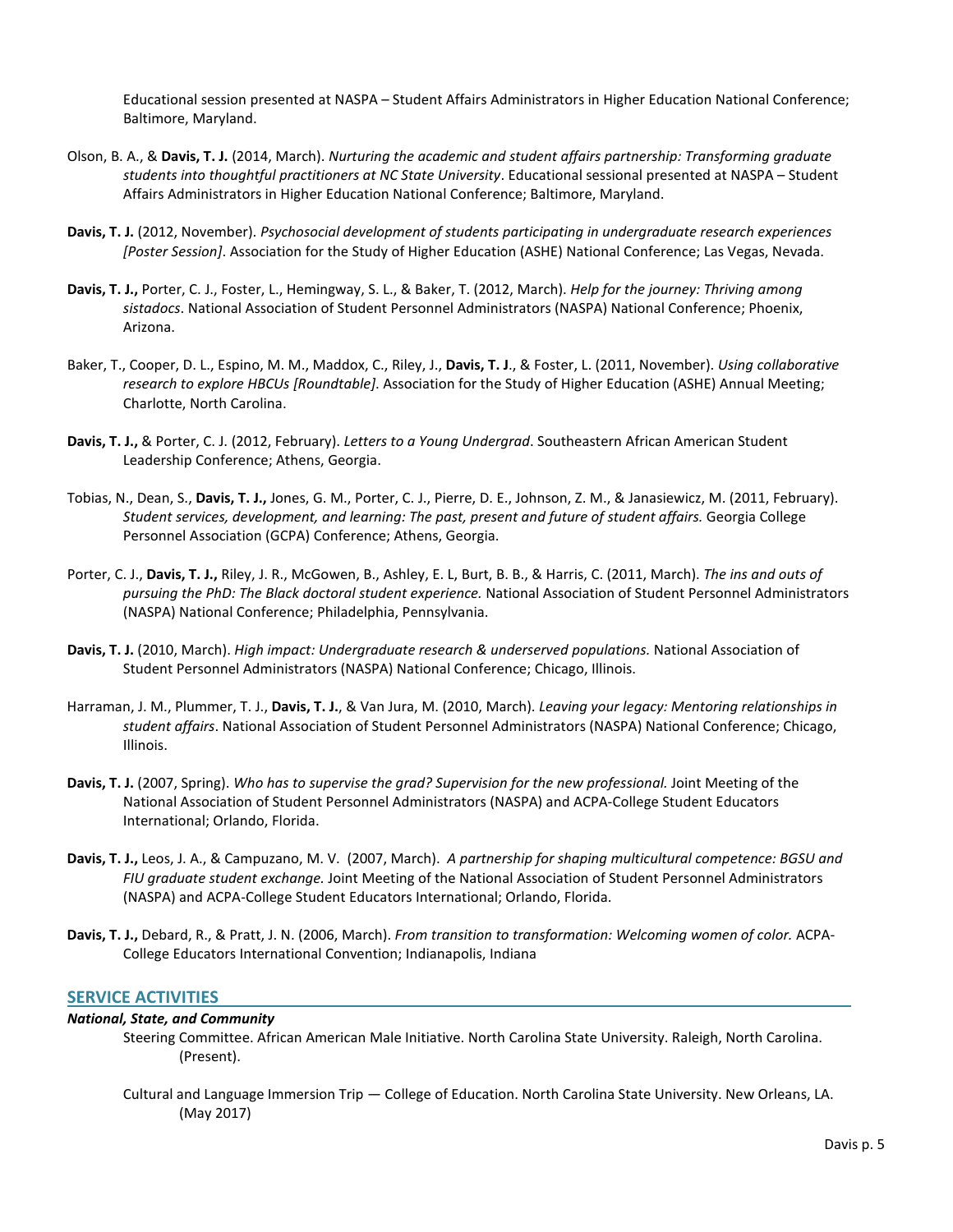Educational session presented at NASPA – Student Affairs Administrators in Higher Education National Conference; Baltimore, Maryland.

Olson, B. A., & **Davis, T. J.** (2014, March). *Nurturing the academic and student affairs partnership: Transforming graduate students into thoughtful practitioners at NC State University*. Educational sessional presented at NASPA – Student Affairs Administrators in Higher Education National Conference; Baltimore, Maryland.

**Davis, T. J.** (2012, November). *Psychosocial development of students participating in undergraduate research experiences [Poster Session]*. Association for the Study of Higher Education (ASHE) National Conference; Las Vegas, Nevada.

**Davis, T. J.,** Porter, C. J., Foster, L., Hemingway, S. L., & Baker, T. (2012, March). *Help for the journey: Thriving among sistadocs*. National Association of Student Personnel Administrators (NASPA) National Conference; Phoenix, Arizona.

Baker, T., Cooper, D. L., Espino, M. M., Maddox, C., Riley, J., **Davis, T. J**., & Foster, L. (2011, November). *Using collaborative research to explore HBCUs [Roundtable]*. Association for the Study of Higher Education (ASHE) Annual Meeting; Charlotte, North Carolina.

**Davis, T. J.,** & Porter, C. J. (2012, February). *Letters to a Young Undergrad*. Southeastern African American Student Leadership Conference; Athens, Georgia.

Tobias, N., Dean, S., **Davis, T. J.,** Jones, G. M., Porter, C. J., Pierre, D. E., Johnson, Z. M., & Janasiewicz, M. (2011, February). *Student services, development, and learning: The past, present and future of student affairs.* Georgia College Personnel Association (GCPA) Conference; Athens, Georgia.

Porter, C. J., **Davis, T. J.,** Riley, J. R., McGowen, B., Ashley, E. L, Burt, B. B., & Harris, C. (2011, March). *The ins and outs of pursuing the PhD: The Black doctoral student experience.* National Association of Student Personnel Administrators (NASPA) National Conference; Philadelphia, Pennsylvania.

**Davis, T. J.** (2010, March). *High impact: Undergraduate research & underserved populations.* National Association of Student Personnel Administrators (NASPA) National Conference; Chicago, Illinois.

Harraman, J. M., Plummer, T. J., **Davis, T. J.**, & Van Jura, M. (2010, March). *Leaving your legacy: Mentoring relationships in student affairs*. National Association of Student Personnel Administrators (NASPA) National Conference; Chicago, Illinois.

**Davis, T. J.** (2007, Spring). *Who has to supervise the grad? Supervision for the new professional.* Joint Meeting of the National Association of Student Personnel Administrators (NASPA) and ACPA-College Student Educators International; Orlando, Florida.

**Davis, T. J.,** Leos, J. A., & Campuzano, M. V. (2007, March). *A partnership for shaping multicultural competence: BGSU and FIU graduate student exchange.* Joint Meeting of the National Association of Student Personnel Administrators (NASPA) and ACPA-College Student Educators International; Orlando, Florida.

**Davis, T. J.,** Debard, R., & Pratt, J. N. (2006, March). *From transition to transformation: Welcoming women of color.* ACPA-College Educators International Convention; Indianapolis, Indiana

## SERVICE ACTIVITIES

***National, State, and Community***

Steering Committee. African American Male Initiative. North Carolina State University. Raleigh, North Carolina. (Present).

Cultural and Language Immersion Trip — College of Education. North Carolina State University. New Orleans, LA. (May 2017)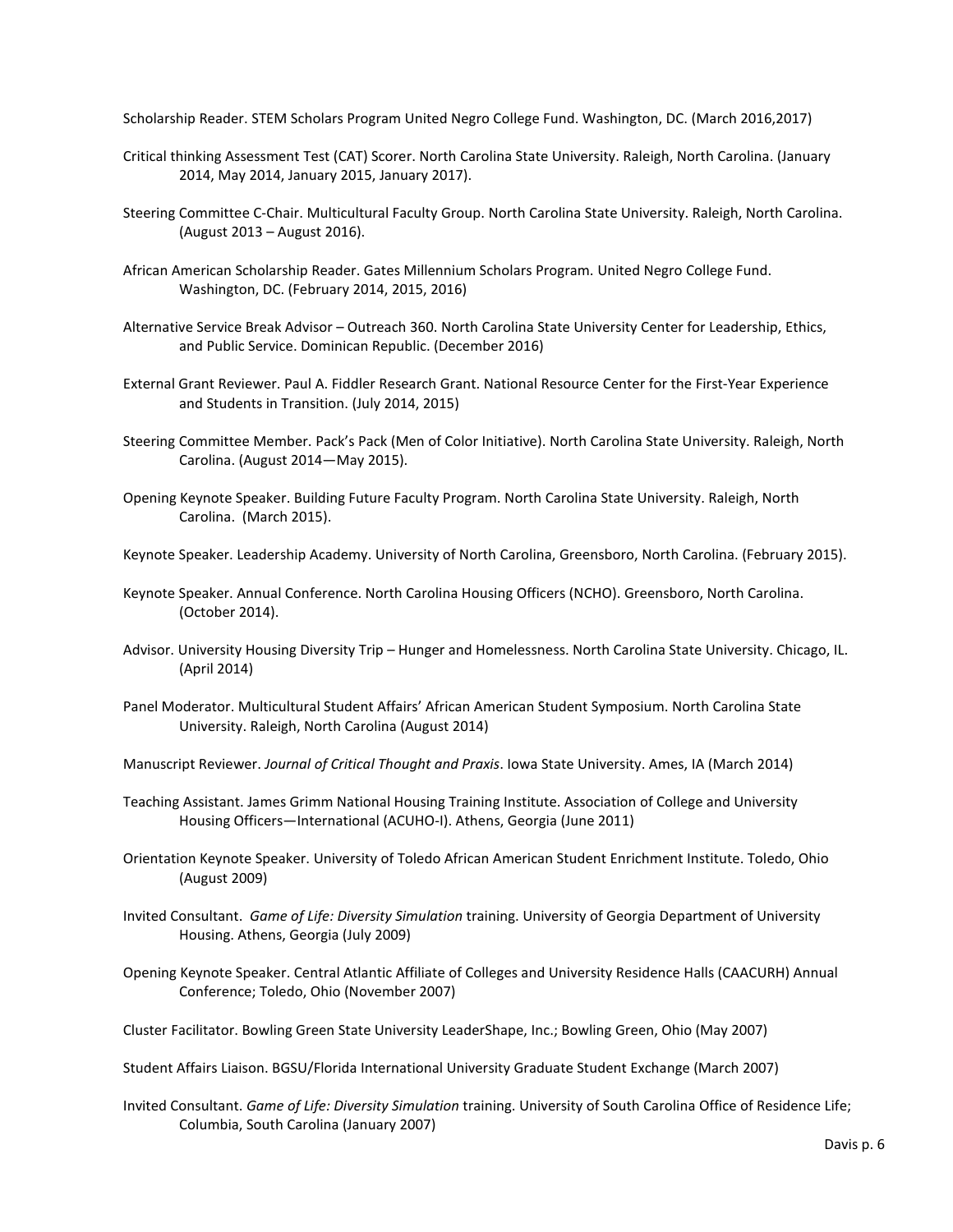Scholarship Reader. STEM Scholars Program United Negro College Fund. Washington, DC. (March 2016,2017)

Critical thinking Assessment Test (CAT) Scorer. North Carolina State University. Raleigh, North Carolina. (January 2014, May 2014, January 2015, January 2017).

Steering Committee C-Chair. Multicultural Faculty Group. North Carolina State University. Raleigh, North Carolina. (August 2013 – August 2016).

African American Scholarship Reader. Gates Millennium Scholars Program. United Negro College Fund. Washington, DC. (February 2014, 2015, 2016)

Alternative Service Break Advisor – Outreach 360. North Carolina State University Center for Leadership, Ethics, and Public Service. Dominican Republic. (December 2016)

External Grant Reviewer. Paul A. Fiddler Research Grant. National Resource Center for the First-Year Experience and Students in Transition. (July 2014, 2015)

Steering Committee Member. Pack's Pack (Men of Color Initiative). North Carolina State University. Raleigh, North Carolina. (August 2014—May 2015).

Opening Keynote Speaker. Building Future Faculty Program. North Carolina State University. Raleigh, North Carolina. (March 2015).

Keynote Speaker. Leadership Academy. University of North Carolina, Greensboro, North Carolina. (February 2015).

Keynote Speaker. Annual Conference. North Carolina Housing Officers (NCHO). Greensboro, North Carolina. (October 2014).

Advisor. University Housing Diversity Trip – Hunger and Homelessness. North Carolina State University. Chicago, IL. (April 2014)

Panel Moderator. Multicultural Student Affairs' African American Student Symposium. North Carolina State University. Raleigh, North Carolina (August 2014)

Manuscript Reviewer. *Journal of Critical Thought and Praxis*. Iowa State University. Ames, IA (March 2014)

Teaching Assistant. James Grimm National Housing Training Institute. Association of College and University Housing Officers—International (ACUHO-I). Athens, Georgia (June 2011)

Orientation Keynote Speaker. University of Toledo African American Student Enrichment Institute. Toledo, Ohio (August 2009)

Invited Consultant. *Game of Life: Diversity Simulation* training. University of Georgia Department of University Housing. Athens, Georgia (July 2009)

Opening Keynote Speaker. Central Atlantic Affiliate of Colleges and University Residence Halls (CAACURH) Annual Conference; Toledo, Ohio (November 2007)

Cluster Facilitator. Bowling Green State University LeaderShape, Inc.; Bowling Green, Ohio (May 2007)

Student Affairs Liaison. BGSU/Florida International University Graduate Student Exchange (March 2007)

Invited Consultant. *Game of Life: Diversity Simulation* training. University of South Carolina Office of Residence Life; Columbia, South Carolina (January 2007)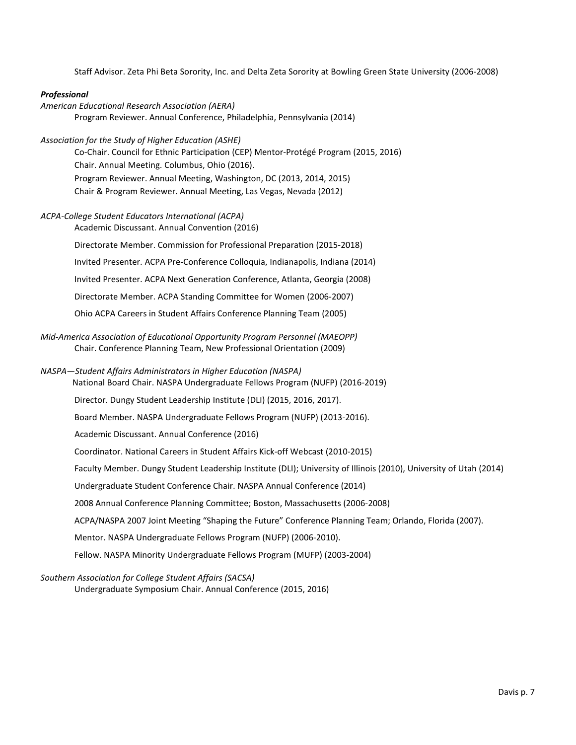Staff Advisor. Zeta Phi Beta Sorority, Inc. and Delta Zeta Sorority at Bowling Green State University (2006-2008)

***Professional***

*American Educational Research Association (AERA)*

Program Reviewer. Annual Conference, Philadelphia, Pennsylvania (2014)

*Association for the Study of Higher Education (ASHE)*

Co-Chair. Council for Ethnic Participation (CEP) Mentor-Protégé Program (2015, 2016)

Chair. Annual Meeting. Columbus, Ohio (2016).

Program Reviewer. Annual Meeting, Washington, DC (2013, 2014, 2015)

Chair & Program Reviewer. Annual Meeting, Las Vegas, Nevada (2012)

*ACPA-College Student Educators International (ACPA)*

Academic Discussant. Annual Convention (2016)

Directorate Member. Commission for Professional Preparation (2015-2018)

Invited Presenter. ACPA Pre-Conference Colloquia, Indianapolis, Indiana (2014)

Invited Presenter. ACPA Next Generation Conference, Atlanta, Georgia (2008)

Directorate Member. ACPA Standing Committee for Women (2006-2007)

Ohio ACPA Careers in Student Affairs Conference Planning Team (2005)

*Mid-America Association of Educational Opportunity Program Personnel (MAEOPP)*

Chair. Conference Planning Team, New Professional Orientation (2009)

*NASPA—Student Affairs Administrators in Higher Education (NASPA)*

National Board Chair. NASPA Undergraduate Fellows Program (NUFP) (2016-2019)

Director. Dungy Student Leadership Institute (DLI) (2015, 2016, 2017).

Board Member. NASPA Undergraduate Fellows Program (NUFP) (2013-2016).

Academic Discussant. Annual Conference (2016)

Coordinator. National Careers in Student Affairs Kick-off Webcast (2010-2015)

Faculty Member. Dungy Student Leadership Institute (DLI); University of Illinois (2010), University of Utah (2014)

Undergraduate Student Conference Chair. NASPA Annual Conference (2014)

2008 Annual Conference Planning Committee; Boston, Massachusetts (2006-2008)

ACPA/NASPA 2007 Joint Meeting "Shaping the Future" Conference Planning Team; Orlando, Florida (2007).

Mentor. NASPA Undergraduate Fellows Program (NUFP) (2006-2010).

Fellow. NASPA Minority Undergraduate Fellows Program (MUFP) (2003-2004)

*Southern Association for College Student Affairs (SACSA)*

Undergraduate Symposium Chair. Annual Conference (2015, 2016)